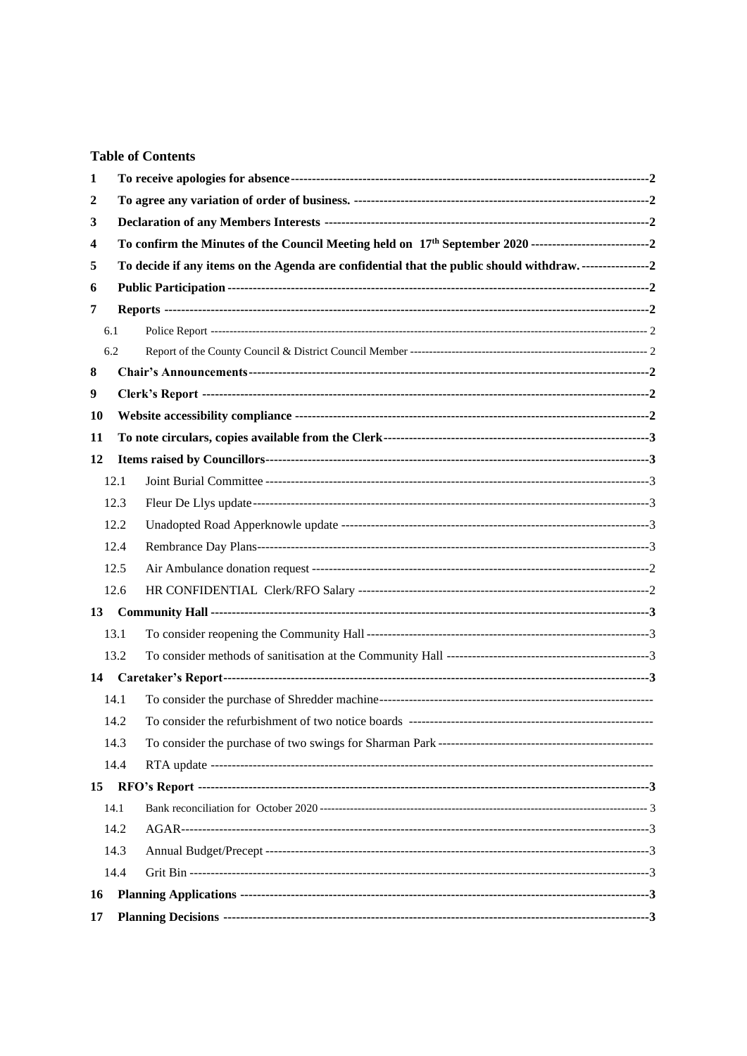## Table of Contents

1 **To receive apologies for absence** ---------- 2

2 **To agree any variation of order of business.** ---------- 2

3 **Declaration of any Members Interests** ---------- 2

4 **To confirm the Minutes of the Council Meeting held on 17th September 2020** ---------- 2

5 **To decide if any items on the Agenda are confidential that the public should withdraw.** ---------- 2

6 **Public Participation** ---------- 2

7 **Reports** ---------- 2

- 6.1 Police Report ---------- 2
- 6.2 Report of the County Council & District Council Member ---------- 2

8 **Chair's Announcements** ---------- 2

9 **Clerk's Report** ---------- 2

10 **Website accessibility compliance** ---------- 2

11 **To note circulars, copies available from the Clerk** ---------- 3

12 **Items raised by Councillors** ---------- 3

- 12.1 Joint Burial Committee ---------- 3
- 12.3 Fleur De Llys update ---------- 3
- 12.2 Unadopted Road Apperknowle update ---------- 3
- 12.4 Rembrance Day Plans ---------- 3
- 12.5 Air Ambulance donation request ---------- 2
- 12.6 HR CONFIDENTIAL Clerk/RFO Salary ---------- 2

13 **Community Hall** ---------- 3

- 13.1 To consider reopening the Community Hall ---------- 3
- 13.2 To consider methods of sanitisation at the Community Hall ---------- 3

14 **Caretaker's Report** ---------- 3

- 14.1 To consider the purchase of Shredder machine ----------
- 14.2 To consider the refurbishment of two notice boards ----------
- 14.3 To consider the purchase of two swings for Sharman Park ----------
- 14.4 RTA update ----------

15 **RFO's Report** ---------- 3

- 14.1 Bank reconciliation for October 2020 ---------- 3
- 14.2 AGAR ---------- 3
- 14.3 Annual Budget/Precept ---------- 3
- 14.4 Grit Bin ---------- 3

16 **Planning Applications** ---------- 3

17 **Planning Decisions** ---------- 3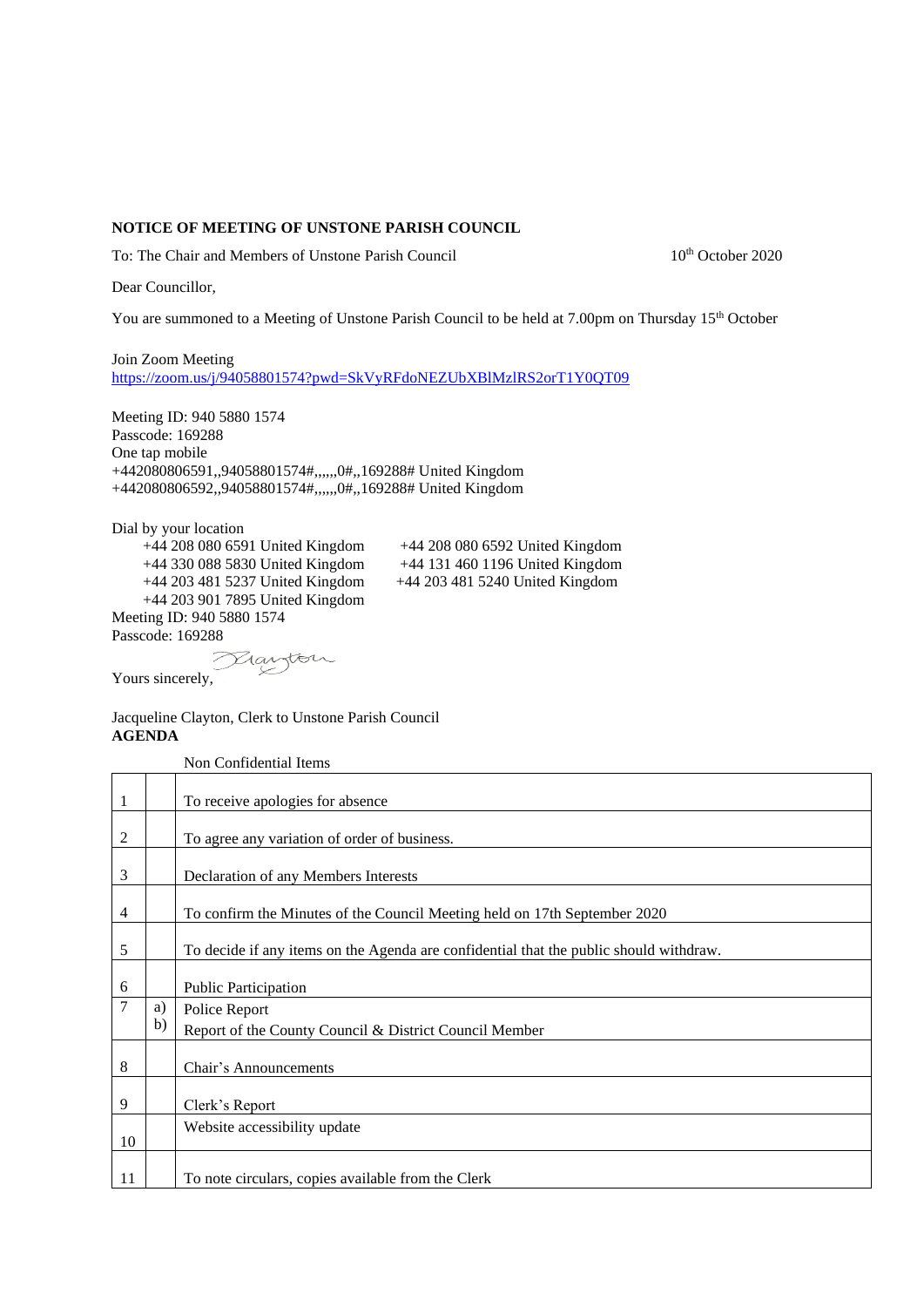**NOTICE OF MEETING OF UNSTONE PARISH COUNCIL**

To: The Chair and Members of Unstone Parish Council

10th October 2020

Dear Councillor,

You are summoned to a Meeting of Unstone Parish Council to be held at 7.00pm on Thursday 15th October

Join Zoom Meeting
https://zoom.us/j/94058801574?pwd=SkVyRFdoNEZUbXBlMzlRS2orT1Y0QT09

Meeting ID: 940 5880 1574
Passcode: 169288
One tap mobile
+442080806591,,94058801574#,,,,,,0#,,169288# United Kingdom
+442080806592,,94058801574#,,,,,,0#,,169288# United Kingdom

Dial by your location
+44 208 080 6591 United Kingdom
+44 208 080 6592 United Kingdom
+44 330 088 5830 United Kingdom
+44 131 460 1196 United Kingdom
+44 203 481 5237 United Kingdom
+44 203 481 5240 United Kingdom
+44 203 901 7895 United Kingdom
Meeting ID: 940 5880 1574
Passcode: 169288

Yours sincerely,

Jacqueline Clayton, Clerk to Unstone Parish Council

**AGENDA**

Non Confidential Items

| | | |
|---|---|---|
| 1 | | To receive apologies for absence |
| 2 | | To agree any variation of order of business. |
| 3 | | Declaration of any Members Interests |
| 4 | | To confirm the Minutes of the Council Meeting held on 17th September 2020 |
| 5 | | To decide if any items on the Agenda are confidential that the public should withdraw. |
| 6 | | Public Participation |
| 7 | a) | Police Report |
| | b) | Report of the County Council & District Council Member |
| 8 | | Chair's Announcements |
| 9 | | Clerk's Report |
| 10 | | Website accessibility update |
| 11 | | To note circulars, copies available from the Clerk |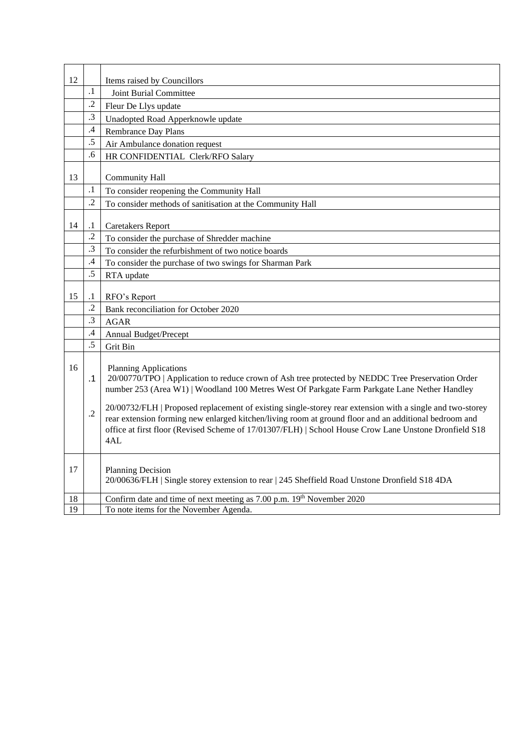| | | |
|---|---|---|
| 12 | | Items raised by Councillors |
| | .1 | Joint Burial Committee |
| | .2 | Fleur De Llys update |
| | .3 | Unadopted Road Apperknowle update |
| | .4 | Rembrance Day Plans |
| | .5 | Air Ambulance donation request |
| | .6 | HR CONFIDENTIAL Clerk/RFO Salary |
| 13 | | Community Hall |
| | .1 | To consider reopening the Community Hall |
| | .2 | To consider methods of sanitisation at the Community Hall |
| 14 | .1 | Caretakers Report |
| | .2 | To consider the purchase of Shredder machine |
| | .3 | To consider the refurbishment of two notice boards |
| | .4 | To consider the purchase of two swings for Sharman Park |
| | .5 | RTA update |
| 15 | .1 | RFO's Report |
| | .2 | Bank reconciliation for October 2020 |
| | .3 | AGAR |
| | .4 | Annual Budget/Precept |
| | .5 | Grit Bin |
| 16 | | Planning Applications |
| | .1 | 20/00770/TPO \| Application to reduce crown of Ash tree protected by NEDDC Tree Preservation Order number 253 (Area W1) \| Woodland 100 Metres West Of Parkgate Farm Parkgate Lane Nether Handley |
| | .2 | 20/00732/FLH \| Proposed replacement of existing single-storey rear extension with a single and two-storey rear extension forming new enlarged kitchen/living room at ground floor and an additional bedroom and office at first floor (Revised Scheme of 17/01307/FLH) \| School House Crow Lane Unstone Dronfield S18 4AL |
| 17 | | Planning Decision<br>20/00636/FLH \| Single storey extension to rear \| 245 Sheffield Road Unstone Dronfield S18 4DA |
| 18 | | Confirm date and time of next meeting as 7.00 p.m. 19th November 2020 |
| 19 | | To note items for the November Agenda. |